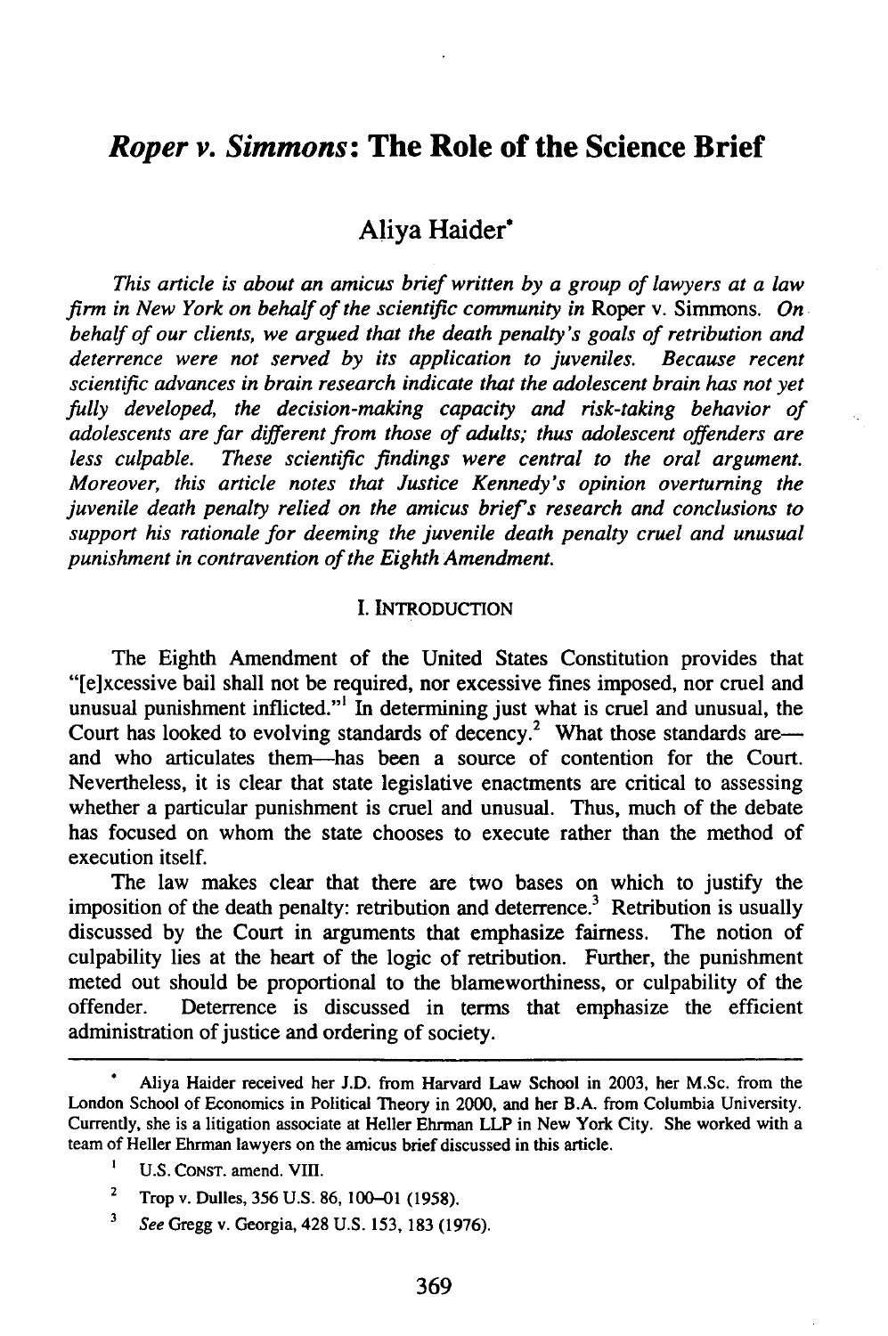# *Roper v. Simmons*: The Role of the Science Brief

Aliya Haider*

*This article is about an amicus brief written by a group of lawyers at a law firm in New York on behalf of the scientific community in* Roper v. Simmons. *On behalf of our clients, we argued that the death penalty's goals of retribution and deterrence were not served by its application to juveniles. Because recent scientific advances in brain research indicate that the adolescent brain has not yet fully developed, the decision-making capacity and risk-taking behavior of adolescents are far different from those of adults; thus adolescent offenders are less culpable. These scientific findings were central to the oral argument. Moreover, this article notes that Justice Kennedy's opinion overturning the juvenile death penalty relied on the amicus brief's research and conclusions to support his rationale for deeming the juvenile death penalty cruel and unusual punishment in contravention of the Eighth Amendment.*

## I. INTRODUCTION

The Eighth Amendment of the United States Constitution provides that "[e]xcessive bail shall not be required, nor excessive fines imposed, nor cruel and unusual punishment inflicted."[1] In determining just what is cruel and unusual, the Court has looked to evolving standards of decency.[2] What those standards are—and who articulates them—has been a source of contention for the Court. Nevertheless, it is clear that state legislative enactments are critical to assessing whether a particular punishment is cruel and unusual. Thus, much of the debate has focused on whom the state chooses to execute rather than the method of execution itself.

The law makes clear that there are two bases on which to justify the imposition of the death penalty: retribution and deterrence.[3] Retribution is usually discussed by the Court in arguments that emphasize fairness. The notion of culpability lies at the heart of the logic of retribution. Further, the punishment meted out should be proportional to the blameworthiness, or culpability of the offender. Deterrence is discussed in terms that emphasize the efficient administration of justice and ordering of society.

---

\* Aliya Haider received her J.D. from Harvard Law School in 2003, her M.Sc. from the London School of Economics in Political Theory in 2000, and her B.A. from Columbia University. Currently, she is a litigation associate at Heller Ehrman LLP in New York City. She worked with a team of Heller Ehrman lawyers on the amicus brief discussed in this article.

[1] U.S. CONST. amend. VIII.

[2] Trop v. Dulles, 356 U.S. 86, 100–01 (1958).

[3] *See* Gregg v. Georgia, 428 U.S. 153, 183 (1976).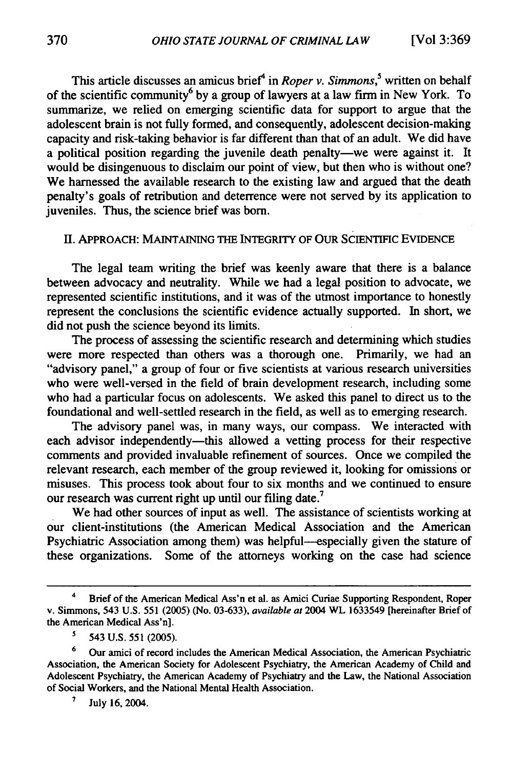This article discusses an amicus brief[4] in *Roper v. Simmons*,[5] written on behalf of the scientific community[6] by a group of lawyers at a law firm in New York. To summarize, we relied on emerging scientific data for support to argue that the adolescent brain is not fully formed, and consequently, adolescent decision-making capacity and risk-taking behavior is far different than that of an adult. We did have a political position regarding the juvenile death penalty—we were against it. It would be disingenuous to disclaim our point of view, but then who is without one? We harnessed the available research to the existing law and argued that the death penalty's goals of retribution and deterrence were not served by its application to juveniles. Thus, the science brief was born.

## II. APPROACH: MAINTAINING THE INTEGRITY OF OUR SCIENTIFIC EVIDENCE

The legal team writing the brief was keenly aware that there is a balance between advocacy and neutrality. While we had a legal position to advocate, we represented scientific institutions, and it was of the utmost importance to honestly represent the conclusions the scientific evidence actually supported. In short, we did not push the science beyond its limits.

The process of assessing the scientific research and determining which studies were more respected than others was a thorough one. Primarily, we had an "advisory panel," a group of four or five scientists at various research universities who were well-versed in the field of brain development research, including some who had a particular focus on adolescents. We asked this panel to direct us to the foundational and well-settled research in the field, as well as to emerging research.

The advisory panel was, in many ways, our compass. We interacted with each advisor independently—this allowed a vetting process for their respective comments and provided invaluable refinement of sources. Once we compiled the relevant research, each member of the group reviewed it, looking for omissions or misuses. This process took about four to six months and we continued to ensure our research was current right up until our filing date.[7]

We had other sources of input as well. The assistance of scientists working at our client-institutions (the American Medical Association and the American Psychiatric Association among them) was helpful—especially given the stature of these organizations. Some of the attorneys working on the case had science

---

[4] Brief of the American Medical Ass'n et al. as Amici Curiae Supporting Respondent, Roper v. Simmons, 543 U.S. 551 (2005) (No. 03-633), *available at* 2004 WL 1633549 [hereinafter Brief of the American Medical Ass'n].

[5] 543 U.S. 551 (2005).

[6] Our amici of record includes the American Medical Association, the American Psychiatric Association, the American Society for Adolescent Psychiatry, the American Academy of Child and Adolescent Psychiatry, the American Academy of Psychiatry and the Law, the National Association of Social Workers, and the National Mental Health Association.

[7] July 16, 2004.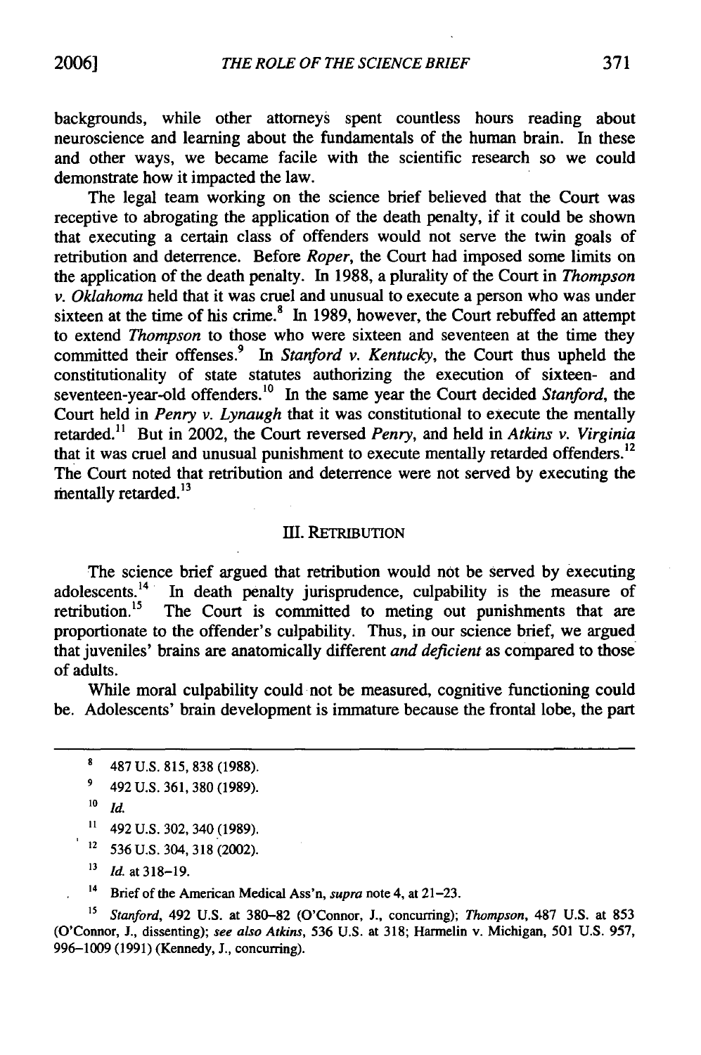backgrounds, while other attorneys spent countless hours reading about neuroscience and learning about the fundamentals of the human brain. In these and other ways, we became facile with the scientific research so we could demonstrate how it impacted the law.

The legal team working on the science brief believed that the Court was receptive to abrogating the application of the death penalty, if it could be shown that executing a certain class of offenders would not serve the twin goals of retribution and deterrence. Before *Roper*, the Court had imposed some limits on the application of the death penalty. In 1988, a plurality of the Court in *Thompson v. Oklahoma* held that it was cruel and unusual to execute a person who was under sixteen at the time of his crime.[8] In 1989, however, the Court rebuffed an attempt to extend *Thompson* to those who were sixteen and seventeen at the time they committed their offenses.[9] In *Stanford v. Kentucky*, the Court thus upheld the constitutionality of state statutes authorizing the execution of sixteen- and seventeen-year-old offenders.[10] In the same year the Court decided *Stanford*, the Court held in *Penry v. Lynaugh* that it was constitutional to execute the mentally retarded.[11] But in 2002, the Court reversed *Penry*, and held in *Atkins v. Virginia* that it was cruel and unusual punishment to execute mentally retarded offenders.[12] The Court noted that retribution and deterrence were not served by executing the mentally retarded.[13]

## III. RETRIBUTION

The science brief argued that retribution would not be served by executing adolescents.[14] In death penalty jurisprudence, culpability is the measure of retribution.[15] The Court is committed to meting out punishments that are proportionate to the offender's culpability. Thus, in our science brief, we argued that juveniles' brains are anatomically different *and deficient* as compared to those of adults.

While moral culpability could not be measured, cognitive functioning could be. Adolescents' brain development is immature because the frontal lobe, the part

---

[8] 487 U.S. 815, 838 (1988).

[9] 492 U.S. 361, 380 (1989).

[10] *Id.*

[11] 492 U.S. 302, 340 (1989).

[12] 536 U.S. 304, 318 (2002).

[13] *Id.* at 318–19.

[14] Brief of the American Medical Ass'n, *supra* note 4, at 21–23.

[15] *Stanford*, 492 U.S. at 380–82 (O'Connor, J., concurring); *Thompson*, 487 U.S. at 853 (O'Connor, J., dissenting); *see also Atkins*, 536 U.S. at 318; Harmelin v. Michigan, 501 U.S. 957, 996–1009 (1991) (Kennedy, J., concurring).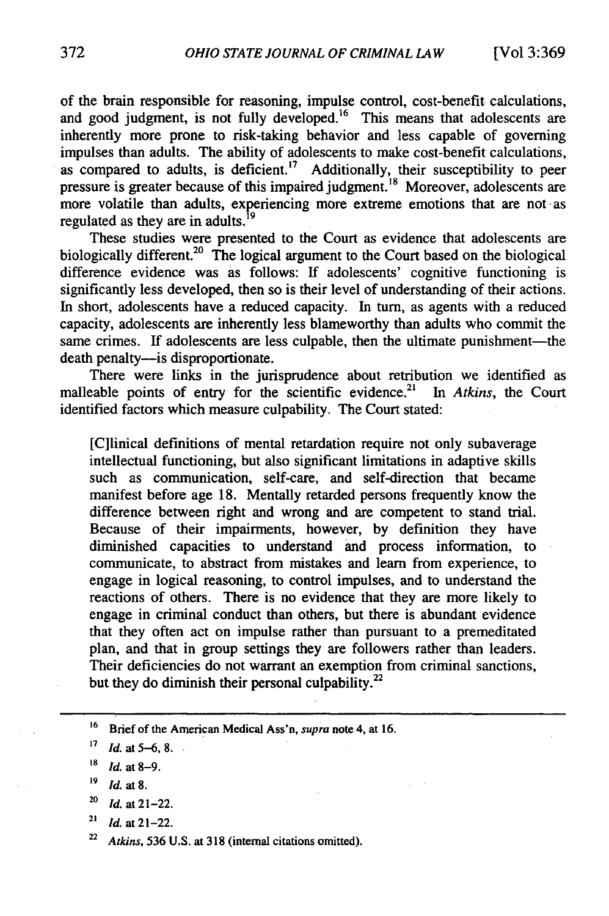of the brain responsible for reasoning, impulse control, cost-benefit calculations, and good judgment, is not fully developed.[16] This means that adolescents are inherently more prone to risk-taking behavior and less capable of governing impulses than adults. The ability of adolescents to make cost-benefit calculations, as compared to adults, is deficient.[17] Additionally, their susceptibility to peer pressure is greater because of this impaired judgment.[18] Moreover, adolescents are more volatile than adults, experiencing more extreme emotions that are not as regulated as they are in adults.[19]

These studies were presented to the Court as evidence that adolescents are biologically different.[20] The logical argument to the Court based on the biological difference evidence was as follows: If adolescents' cognitive functioning is significantly less developed, then so is their level of understanding of their actions. In short, adolescents have a reduced capacity. In turn, as agents with a reduced capacity, adolescents are inherently less blameworthy than adults who commit the same crimes. If adolescents are less culpable, then the ultimate punishment—the death penalty—is disproportionate.

There were links in the jurisprudence about retribution we identified as malleable points of entry for the scientific evidence.[21] In *Atkins*, the Court identified factors which measure culpability. The Court stated:

> [C]linical definitions of mental retardation require not only subaverage intellectual functioning, but also significant limitations in adaptive skills such as communication, self-care, and self-direction that became manifest before age 18. Mentally retarded persons frequently know the difference between right and wrong and are competent to stand trial. Because of their impairments, however, by definition they have diminished capacities to understand and process information, to communicate, to abstract from mistakes and learn from experience, to engage in logical reasoning, to control impulses, and to understand the reactions of others. There is no evidence that they are more likely to engage in criminal conduct than others, but there is abundant evidence that they often act on impulse rather than pursuant to a premeditated plan, and that in group settings they are followers rather than leaders. Their deficiencies do not warrant an exemption from criminal sanctions, but they do diminish their personal culpability.[22]

---

[16] Brief of the American Medical Ass'n, *supra* note 4, at 16.

[17] *Id.* at 5–6, 8.

[18] *Id.* at 8–9.

[19] *Id.* at 8.

[20] *Id.* at 21–22.

[21] *Id.* at 21–22.

[22] *Atkins*, 536 U.S. at 318 (internal citations omitted).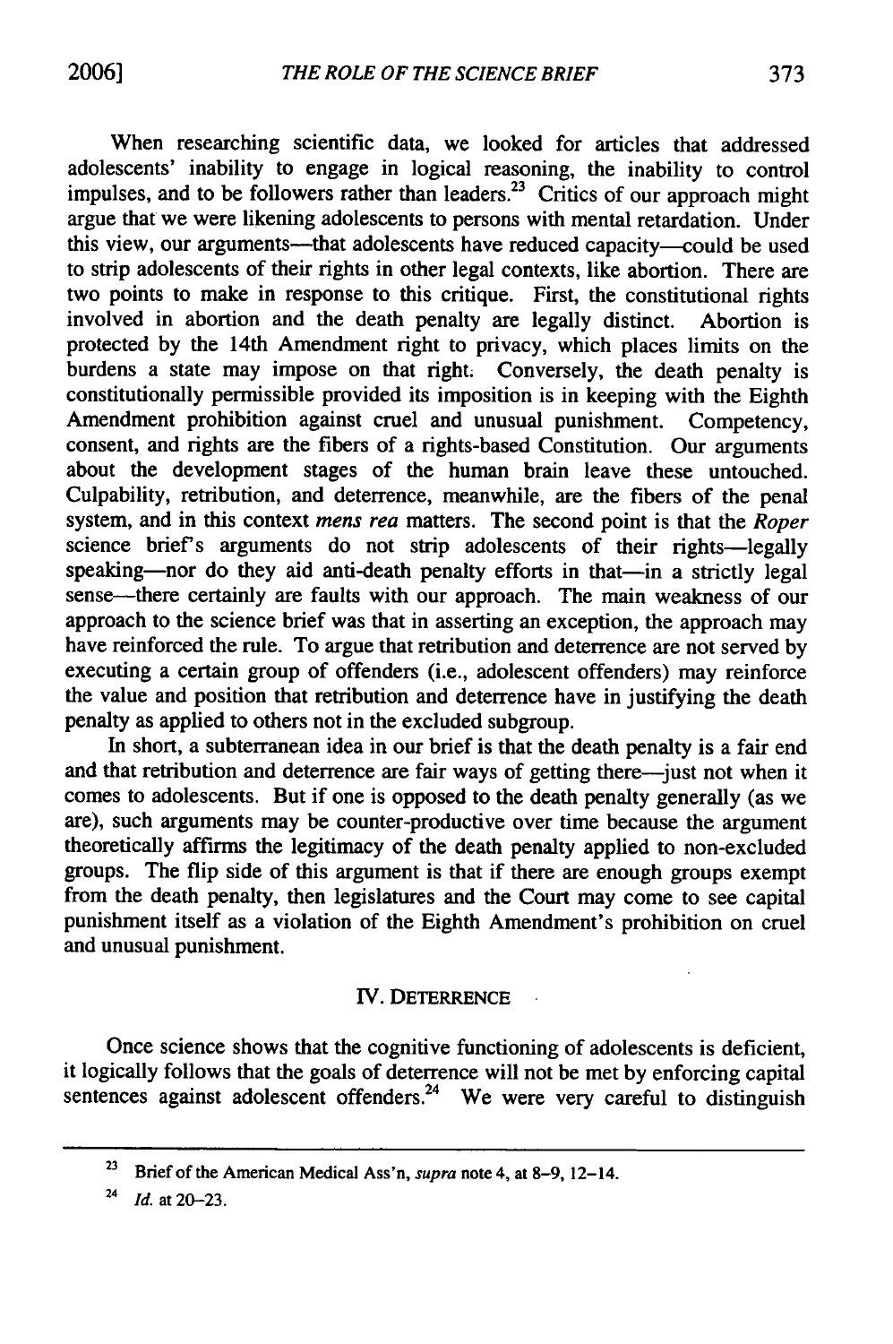When researching scientific data, we looked for articles that addressed adolescents' inability to engage in logical reasoning, the inability to control impulses, and to be followers rather than leaders.[23] Critics of our approach might argue that we were likening adolescents to persons with mental retardation. Under this view, our arguments—that adolescents have reduced capacity—could be used to strip adolescents of their rights in other legal contexts, like abortion. There are two points to make in response to this critique. First, the constitutional rights involved in abortion and the death penalty are legally distinct. Abortion is protected by the 14th Amendment right to privacy, which places limits on the burdens a state may impose on that right. Conversely, the death penalty is constitutionally permissible provided its imposition is in keeping with the Eighth Amendment prohibition against cruel and unusual punishment. Competency, consent, and rights are the fibers of a rights-based Constitution. Our arguments about the development stages of the human brain leave these untouched. Culpability, retribution, and deterrence, meanwhile, are the fibers of the penal system, and in this context *mens rea* matters. The second point is that the *Roper* science brief's arguments do not strip adolescents of their rights—legally speaking—nor do they aid anti-death penalty efforts in that—in a strictly legal sense—there certainly are faults with our approach. The main weakness of our approach to the science brief was that in asserting an exception, the approach may have reinforced the rule. To argue that retribution and deterrence are not served by executing a certain group of offenders (i.e., adolescent offenders) may reinforce the value and position that retribution and deterrence have in justifying the death penalty as applied to others not in the excluded subgroup.

In short, a subterranean idea in our brief is that the death penalty is a fair end and that retribution and deterrence are fair ways of getting there—just not when it comes to adolescents. But if one is opposed to the death penalty generally (as we are), such arguments may be counter-productive over time because the argument theoretically affirms the legitimacy of the death penalty applied to non-excluded groups. The flip side of this argument is that if there are enough groups exempt from the death penalty, then legislatures and the Court may come to see capital punishment itself as a violation of the Eighth Amendment's prohibition on cruel and unusual punishment.

## IV. DETERRENCE

Once science shows that the cognitive functioning of adolescents is deficient, it logically follows that the goals of deterrence will not be met by enforcing capital sentences against adolescent offenders.[24] We were very careful to distinguish

---

[23] Brief of the American Medical Ass'n, *supra* note 4, at 8–9, 12–14.

[24] *Id.* at 20–23.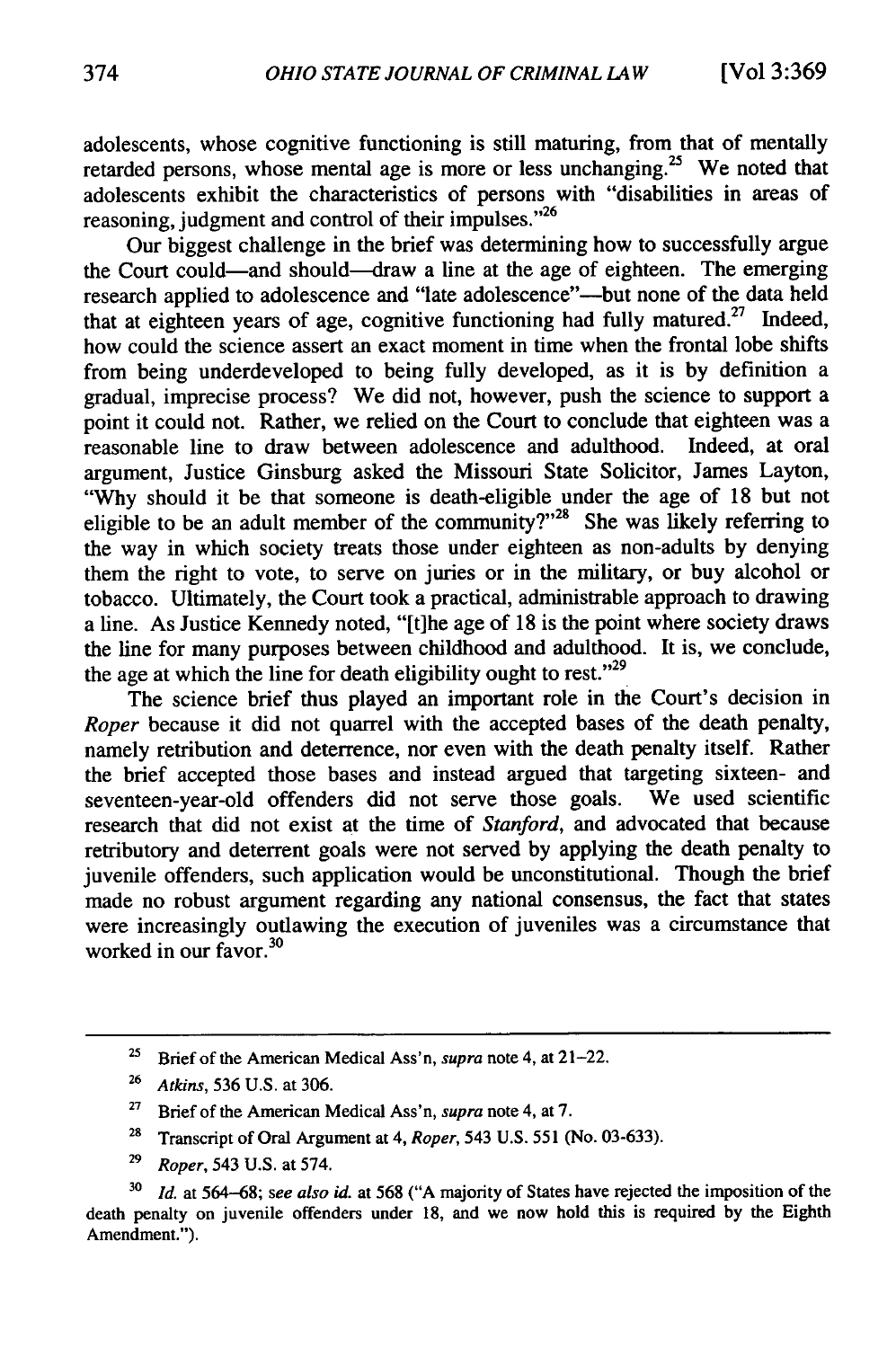adolescents, whose cognitive functioning is still maturing, from that of mentally retarded persons, whose mental age is more or less unchanging.[25] We noted that adolescents exhibit the characteristics of persons with "disabilities in areas of reasoning, judgment and control of their impulses."[26]

Our biggest challenge in the brief was determining how to successfully argue the Court could—and should—draw a line at the age of eighteen. The emerging research applied to adolescence and "late adolescence"—but none of the data held that at eighteen years of age, cognitive functioning had fully matured.[27] Indeed, how could the science assert an exact moment in time when the frontal lobe shifts from being underdeveloped to being fully developed, as it is by definition a gradual, imprecise process? We did not, however, push the science to support a point it could not. Rather, we relied on the Court to conclude that eighteen was a reasonable line to draw between adolescence and adulthood. Indeed, at oral argument, Justice Ginsburg asked the Missouri State Solicitor, James Layton, "Why should it be that someone is death-eligible under the age of 18 but not eligible to be an adult member of the community?"[28] She was likely referring to the way in which society treats those under eighteen as non-adults by denying them the right to vote, to serve on juries or in the military, or buy alcohol or tobacco. Ultimately, the Court took a practical, administrable approach to drawing a line. As Justice Kennedy noted, "[t]he age of 18 is the point where society draws the line for many purposes between childhood and adulthood. It is, we conclude, the age at which the line for death eligibility ought to rest."[29]

The science brief thus played an important role in the Court's decision in *Roper* because it did not quarrel with the accepted bases of the death penalty, namely retribution and deterrence, nor even with the death penalty itself. Rather the brief accepted those bases and instead argued that targeting sixteen- and seventeen-year-old offenders did not serve those goals. We used scientific research that did not exist at the time of *Stanford*, and advocated that because retributory and deterrent goals were not served by applying the death penalty to juvenile offenders, such application would be unconstitutional. Though the brief made no robust argument regarding any national consensus, the fact that states were increasingly outlawing the execution of juveniles was a circumstance that worked in our favor.[30]

---

[25] Brief of the American Medical Ass'n, *supra* note 4, at 21–22.

[26] *Atkins*, 536 U.S. at 306.

[27] Brief of the American Medical Ass'n, *supra* note 4, at 7.

[28] Transcript of Oral Argument at 4, *Roper*, 543 U.S. 551 (No. 03-633).

[29] *Roper*, 543 U.S. at 574.

[30] *Id.* at 564–68; *see also id.* at 568 ("A majority of States have rejected the imposition of the death penalty on juvenile offenders under 18, and we now hold this is required by the Eighth Amendment.").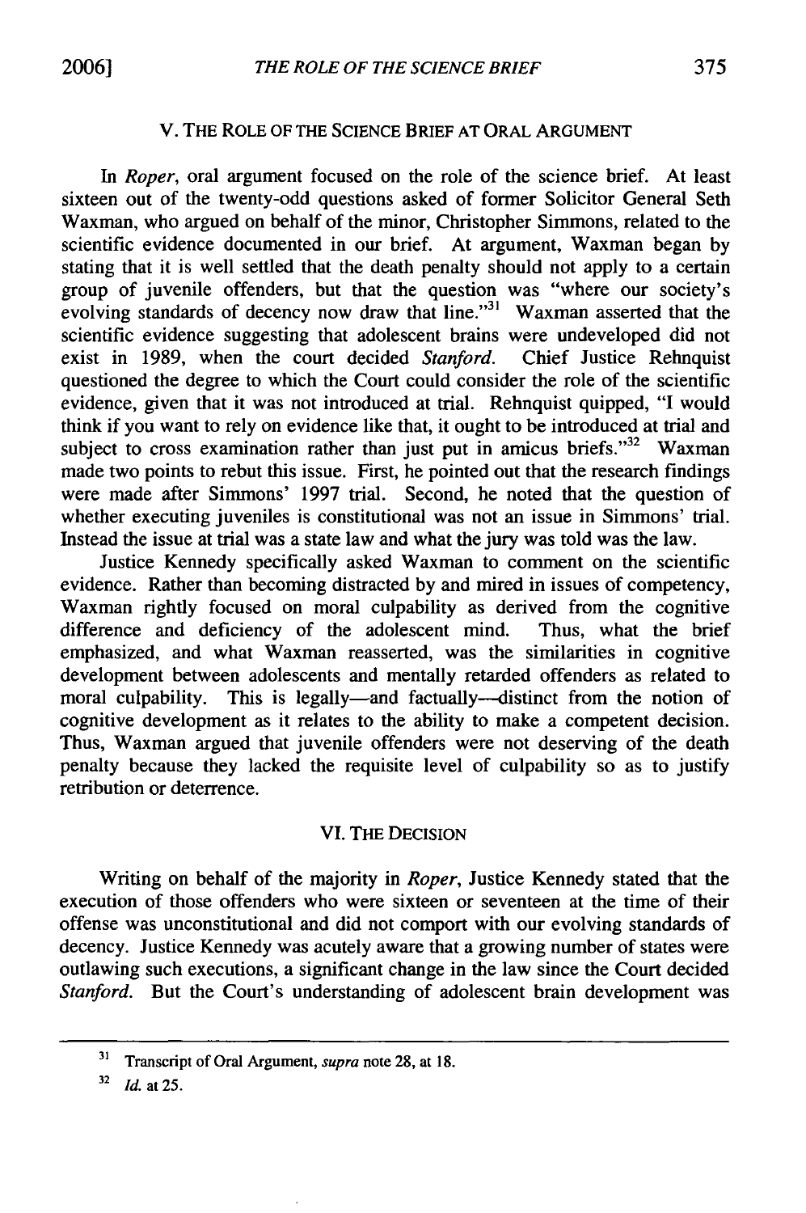## V. THE ROLE OF THE SCIENCE BRIEF AT ORAL ARGUMENT

In *Roper*, oral argument focused on the role of the science brief. At least sixteen out of the twenty-odd questions asked of former Solicitor General Seth Waxman, who argued on behalf of the minor, Christopher Simmons, related to the scientific evidence documented in our brief. At argument, Waxman began by stating that it is well settled that the death penalty should not apply to a certain group of juvenile offenders, but that the question was "where our society's evolving standards of decency now draw that line."[31] Waxman asserted that the scientific evidence suggesting that adolescent brains were undeveloped did not exist in 1989, when the court decided *Stanford*. Chief Justice Rehnquist questioned the degree to which the Court could consider the role of the scientific evidence, given that it was not introduced at trial. Rehnquist quipped, "I would think if you want to rely on evidence like that, it ought to be introduced at trial and subject to cross examination rather than just put in amicus briefs."[32] Waxman made two points to rebut this issue. First, he pointed out that the research findings were made after Simmons' 1997 trial. Second, he noted that the question of whether executing juveniles is constitutional was not an issue in Simmons' trial. Instead the issue at trial was a state law and what the jury was told was the law.

Justice Kennedy specifically asked Waxman to comment on the scientific evidence. Rather than becoming distracted by and mired in issues of competency, Waxman rightly focused on moral culpability as derived from the cognitive difference and deficiency of the adolescent mind. Thus, what the brief emphasized, and what Waxman reasserted, was the similarities in cognitive development between adolescents and mentally retarded offenders as related to moral culpability. This is legally—and factually—distinct from the notion of cognitive development as it relates to the ability to make a competent decision. Thus, Waxman argued that juvenile offenders were not deserving of the death penalty because they lacked the requisite level of culpability so as to justify retribution or deterrence.

## VI. THE DECISION

Writing on behalf of the majority in *Roper*, Justice Kennedy stated that the execution of those offenders who were sixteen or seventeen at the time of their offense was unconstitutional and did not comport with our evolving standards of decency. Justice Kennedy was acutely aware that a growing number of states were outlawing such executions, a significant change in the law since the Court decided *Stanford*. But the Court's understanding of adolescent brain development was

---

[31] Transcript of Oral Argument, *supra* note 28, at 18.

[32] *Id.* at 25.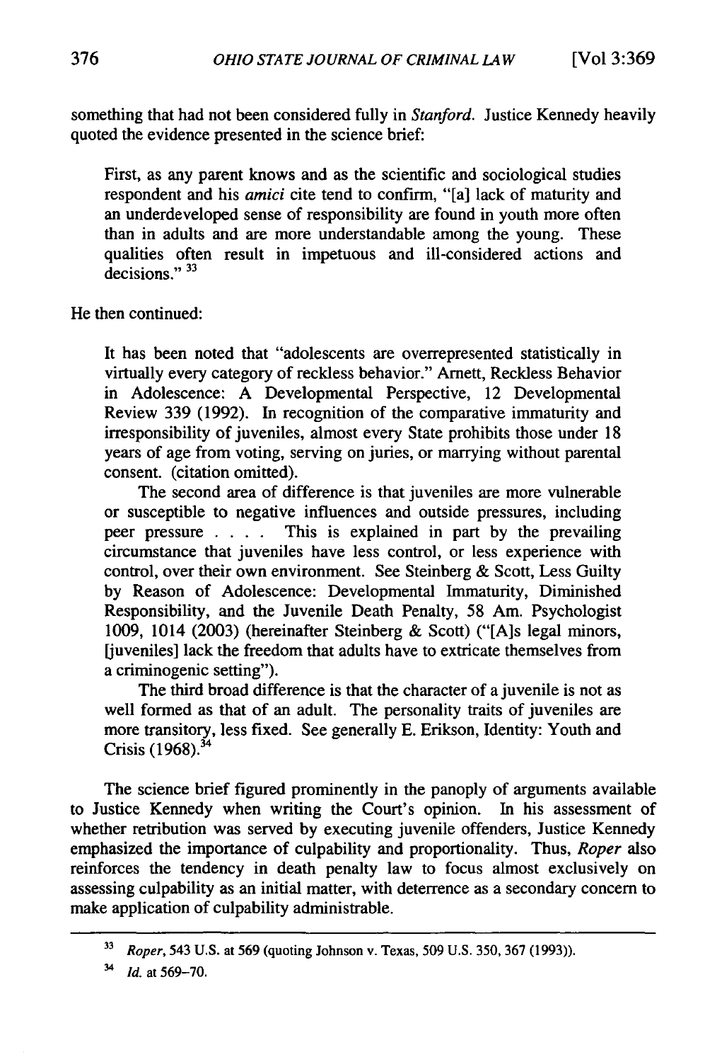something that had not been considered fully in *Stanford*. Justice Kennedy heavily quoted the evidence presented in the science brief:

> First, as any parent knows and as the scientific and sociological studies respondent and his *amici* cite tend to confirm, "[a] lack of maturity and an underdeveloped sense of responsibility are found in youth more often than in adults and are more understandable among the young. These qualities often result in impetuous and ill-considered actions and decisions."[33]

He then continued:

> It has been noted that "adolescents are overrepresented statistically in virtually every category of reckless behavior." Arnett, Reckless Behavior in Adolescence: A Developmental Perspective, 12 Developmental Review 339 (1992). In recognition of the comparative immaturity and irresponsibility of juveniles, almost every State prohibits those under 18 years of age from voting, serving on juries, or marrying without parental consent. (citation omitted).
>
> The second area of difference is that juveniles are more vulnerable or susceptible to negative influences and outside pressures, including peer pressure . . . . This is explained in part by the prevailing circumstance that juveniles have less control, or less experience with control, over their own environment. See Steinberg & Scott, Less Guilty by Reason of Adolescence: Developmental Immaturity, Diminished Responsibility, and the Juvenile Death Penalty, 58 Am. Psychologist 1009, 1014 (2003) (hereinafter Steinberg & Scott) ("[A]s legal minors, [juveniles] lack the freedom that adults have to extricate themselves from a criminogenic setting").
>
> The third broad difference is that the character of a juvenile is not as well formed as that of an adult. The personality traits of juveniles are more transitory, less fixed. See generally E. Erikson, Identity: Youth and Crisis (1968).[34]

The science brief figured prominently in the panoply of arguments available to Justice Kennedy when writing the Court's opinion. In his assessment of whether retribution was served by executing juvenile offenders, Justice Kennedy emphasized the importance of culpability and proportionality. Thus, *Roper* also reinforces the tendency in death penalty law to focus almost exclusively on assessing culpability as an initial matter, with deterrence as a secondary concern to make application of culpability administrable.

---

[33] *Roper*, 543 U.S. at 569 (quoting Johnson v. Texas, 509 U.S. 350, 367 (1993)).

[34] *Id.* at 569–70.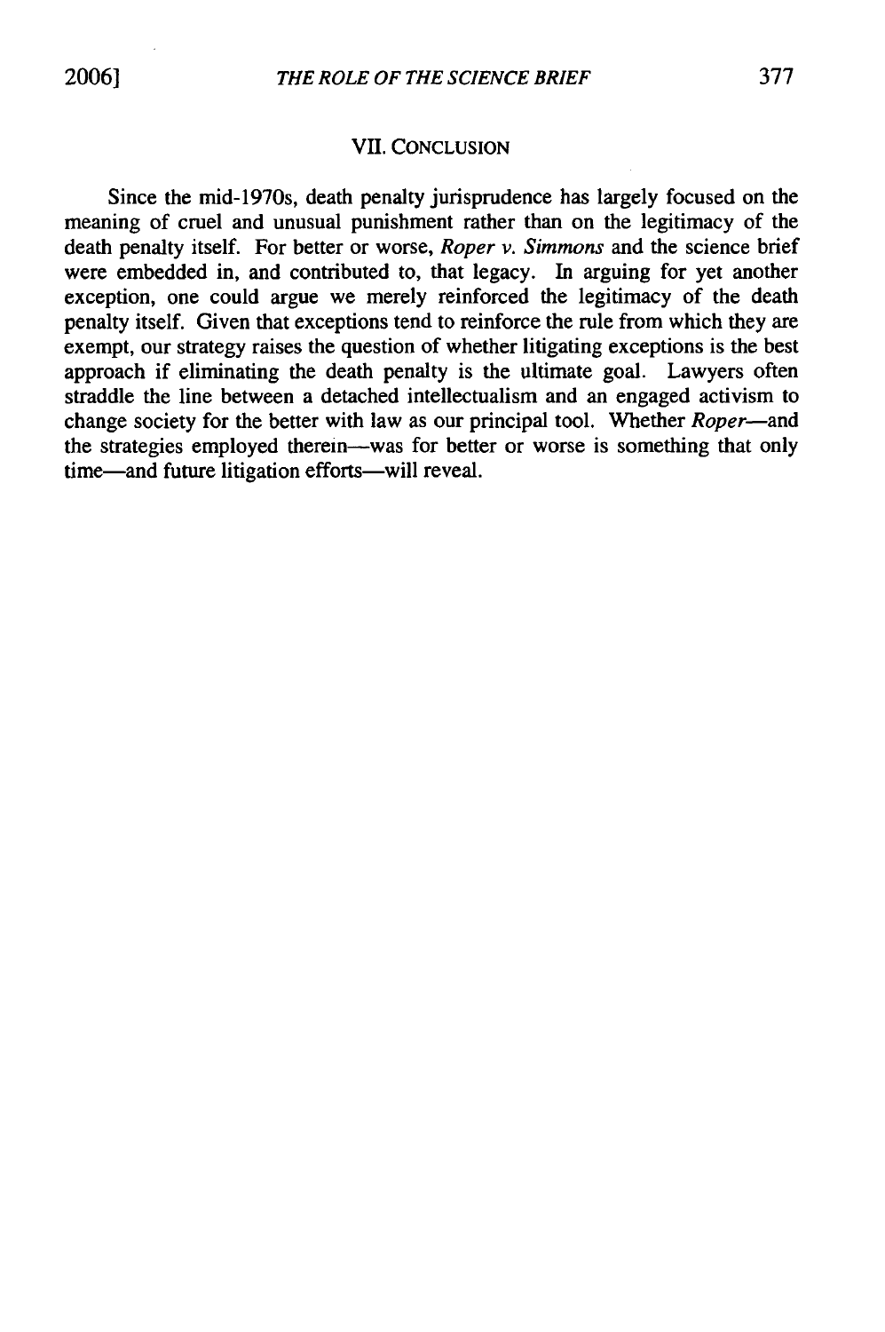## VII. CONCLUSION

Since the mid-1970s, death penalty jurisprudence has largely focused on the meaning of cruel and unusual punishment rather than on the legitimacy of the death penalty itself. For better or worse, *Roper v. Simmons* and the science brief were embedded in, and contributed to, that legacy. In arguing for yet another exception, one could argue we merely reinforced the legitimacy of the death penalty itself. Given that exceptions tend to reinforce the rule from which they are exempt, our strategy raises the question of whether litigating exceptions is the best approach if eliminating the death penalty is the ultimate goal. Lawyers often straddle the line between a detached intellectualism and an engaged activism to change society for the better with law as our principal tool. Whether *Roper*—and the strategies employed therein—was for better or worse is something that only time—and future litigation efforts—will reveal.